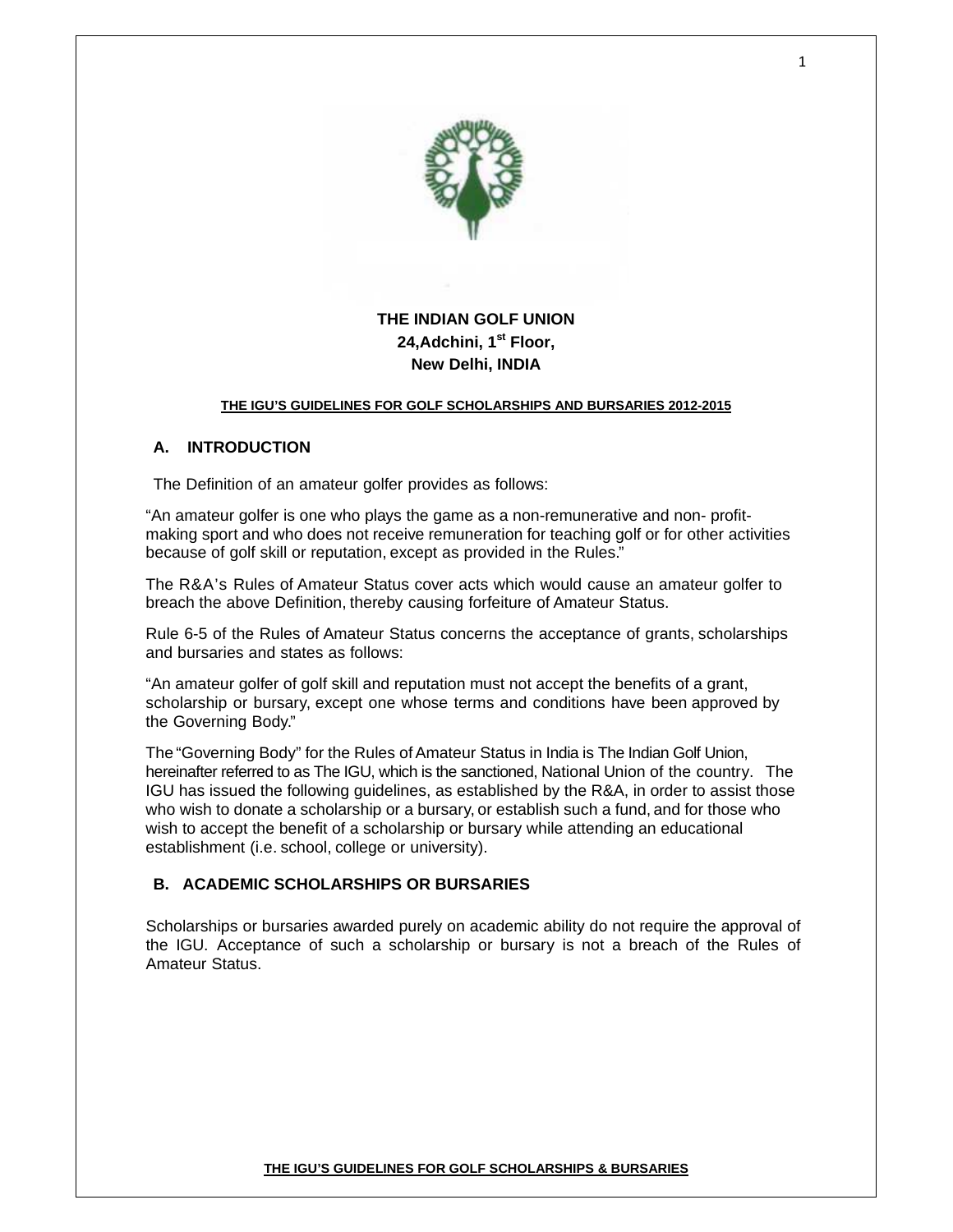**THE INDIAN GOLF UNION**
**24,Adchini, 1st Floor,**
**New Delhi, INDIA**

**THE IGU'S GUIDELINES FOR GOLF SCHOLARSHIPS AND BURSARIES 2012-2015**

## A. INTRODUCTION

The Definition of an amateur golfer provides as follows:

"An amateur golfer is one who plays the game as a non-remunerative and non- profit-making sport and who does not receive remuneration for teaching golf or for other activities because of golf skill or reputation, except as provided in the Rules."

The R&A's Rules of Amateur Status cover acts which would cause an amateur golfer to breach the above Definition, thereby causing forfeiture of Amateur Status.

Rule 6-5 of the Rules of Amateur Status concerns the acceptance of grants, scholarships and bursaries and states as follows:

"An amateur golfer of golf skill and reputation must not accept the benefits of a grant, scholarship or bursary, except one whose terms and conditions have been approved by the Governing Body."

The "Governing Body" for the Rules of Amateur Status in India is The Indian Golf Union, hereinafter referred to as The IGU, which is the sanctioned, National Union of the country. The IGU has issued the following guidelines, as established by the R&A, in order to assist those who wish to donate a scholarship or a bursary, or establish such a fund, and for those who wish to accept the benefit of a scholarship or bursary while attending an educational establishment (i.e. school, college or university).

## B. ACADEMIC SCHOLARSHIPS OR BURSARIES

Scholarships or bursaries awarded purely on academic ability do not require the approval of the IGU. Acceptance of such a scholarship or bursary is not a breach of the Rules of Amateur Status.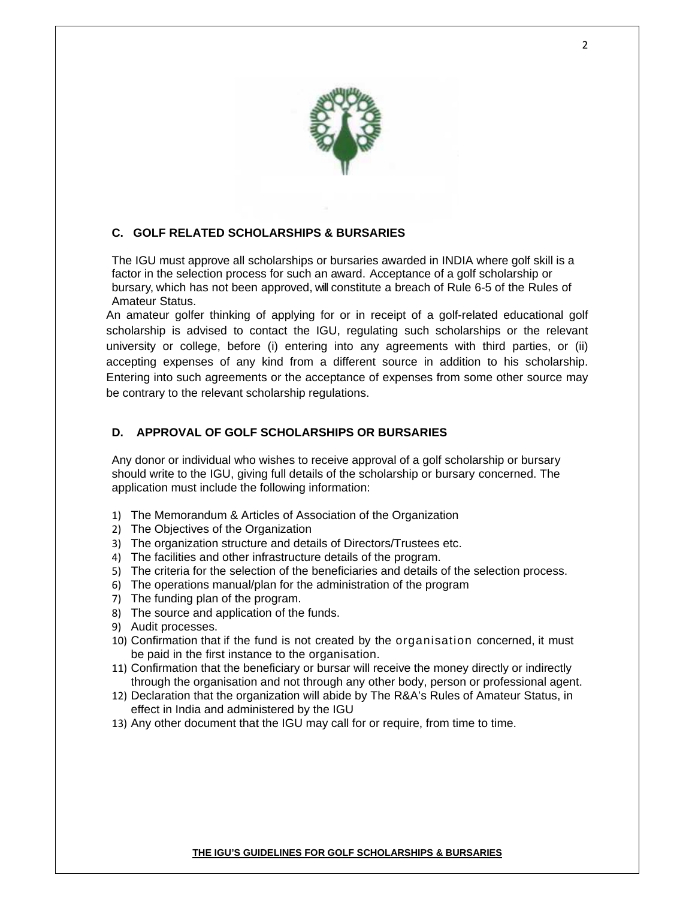## C. GOLF RELATED SCHOLARSHIPS & BURSARIES

The IGU must approve all scholarships or bursaries awarded in INDIA where golf skill is a factor in the selection process for such an award. Acceptance of a golf scholarship or bursary, which has not been approved, will constitute a breach of Rule 6-5 of the Rules of Amateur Status.

An amateur golfer thinking of applying for or in receipt of a golf-related educational golf scholarship is advised to contact the IGU, regulating such scholarships or the relevant university or college, before (i) entering into any agreements with third parties, or (ii) accepting expenses of any kind from a different source in addition to his scholarship. Entering into such agreements or the acceptance of expenses from some other source may be contrary to the relevant scholarship regulations.

## D. APPROVAL OF GOLF SCHOLARSHIPS OR BURSARIES

Any donor or individual who wishes to receive approval of a golf scholarship or bursary should write to the IGU, giving full details of the scholarship or bursary concerned. The application must include the following information:

1) The Memorandum & Articles of Association of the Organization
2) The Objectives of the Organization
3) The organization structure and details of Directors/Trustees etc.
4) The facilities and other infrastructure details of the program.
5) The criteria for the selection of the beneficiaries and details of the selection process.
6) The operations manual/plan for the administration of the program
7) The funding plan of the program.
8) The source and application of the funds.
9) Audit processes.
10) Confirmation that if the fund is not created by the organisation concerned, it must be paid in the first instance to the organisation.
11) Confirmation that the beneficiary or bursar will receive the money directly or indirectly through the organisation and not through any other body, person or professional agent.
12) Declaration that the organization will abide by The R&A's Rules of Amateur Status, in effect in India and administered by the IGU
13) Any other document that the IGU may call for or require, from time to time.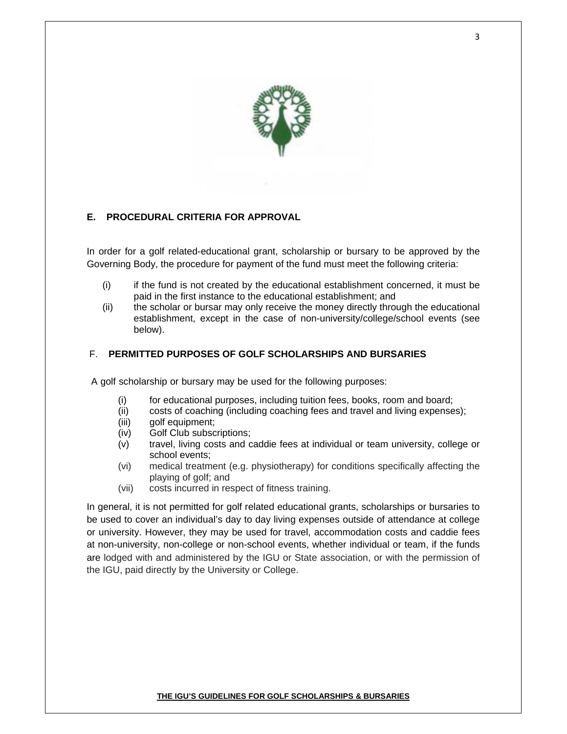## E. PROCEDURAL CRITERIA FOR APPROVAL

In order for a golf related-educational grant, scholarship or bursary to be approved by the Governing Body, the procedure for payment of the fund must meet the following criteria:

(i) if the fund is not created by the educational establishment concerned, it must be paid in the first instance to the educational establishment; and

(ii) the scholar or bursar may only receive the money directly through the educational establishment, except in the case of non-university/college/school events (see below).

## F. PERMITTED PURPOSES OF GOLF SCHOLARSHIPS AND BURSARIES

A golf scholarship or bursary may be used for the following purposes:

(i) for educational purposes, including tuition fees, books, room and board;

(ii) costs of coaching (including coaching fees and travel and living expenses);

(iii) golf equipment;

(iv) Golf Club subscriptions;

(v) travel, living costs and caddie fees at individual or team university, college or school events;

(vi) medical treatment (e.g. physiotherapy) for conditions specifically affecting the playing of golf; and

(vii) costs incurred in respect of fitness training.

In general, it is not permitted for golf related educational grants, scholarships or bursaries to be used to cover an individual's day to day living expenses outside of attendance at college or university. However, they may be used for travel, accommodation costs and caddie fees at non-university, non-college or non-school events, whether individual or team, if the funds are lodged with and administered by the IGU or State association, or with the permission of the IGU, paid directly by the University or College.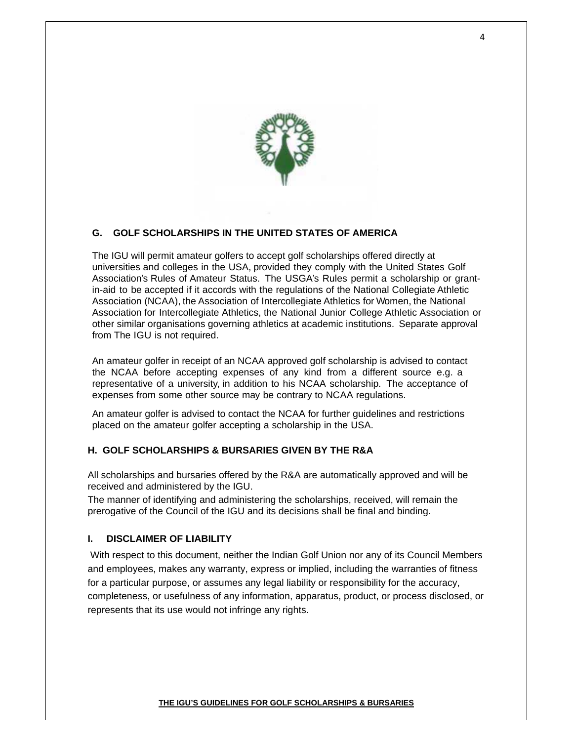## G. GOLF SCHOLARSHIPS IN THE UNITED STATES OF AMERICA

The IGU will permit amateur golfers to accept golf scholarships offered directly at universities and colleges in the USA, provided they comply with the United States Golf Association's Rules of Amateur Status. The USGA's Rules permit a scholarship or grant-in-aid to be accepted if it accords with the regulations of the National Collegiate Athletic Association (NCAA), the Association of Intercollegiate Athletics for Women, the National Association for Intercollegiate Athletics, the National Junior College Athletic Association or other similar organisations governing athletics at academic institutions. Separate approval from The IGU is not required.

An amateur golfer in receipt of an NCAA approved golf scholarship is advised to contact the NCAA before accepting expenses of any kind from a different source e.g. a representative of a university, in addition to his NCAA scholarship. The acceptance of expenses from some other source may be contrary to NCAA regulations.

An amateur golfer is advised to contact the NCAA for further guidelines and restrictions placed on the amateur golfer accepting a scholarship in the USA.

## H. GOLF SCHOLARSHIPS & BURSARIES GIVEN BY THE R&A

All scholarships and bursaries offered by the R&A are automatically approved and will be received and administered by the IGU.

The manner of identifying and administering the scholarships, received, will remain the prerogative of the Council of the IGU and its decisions shall be final and binding.

## I. DISCLAIMER OF LIABILITY

With respect to this document, neither the Indian Golf Union nor any of its Council Members and employees, makes any warranty, express or implied, including the warranties of fitness for a particular purpose, or assumes any legal liability or responsibility for the accuracy, completeness, or usefulness of any information, apparatus, product, or process disclosed, or represents that its use would not infringe any rights.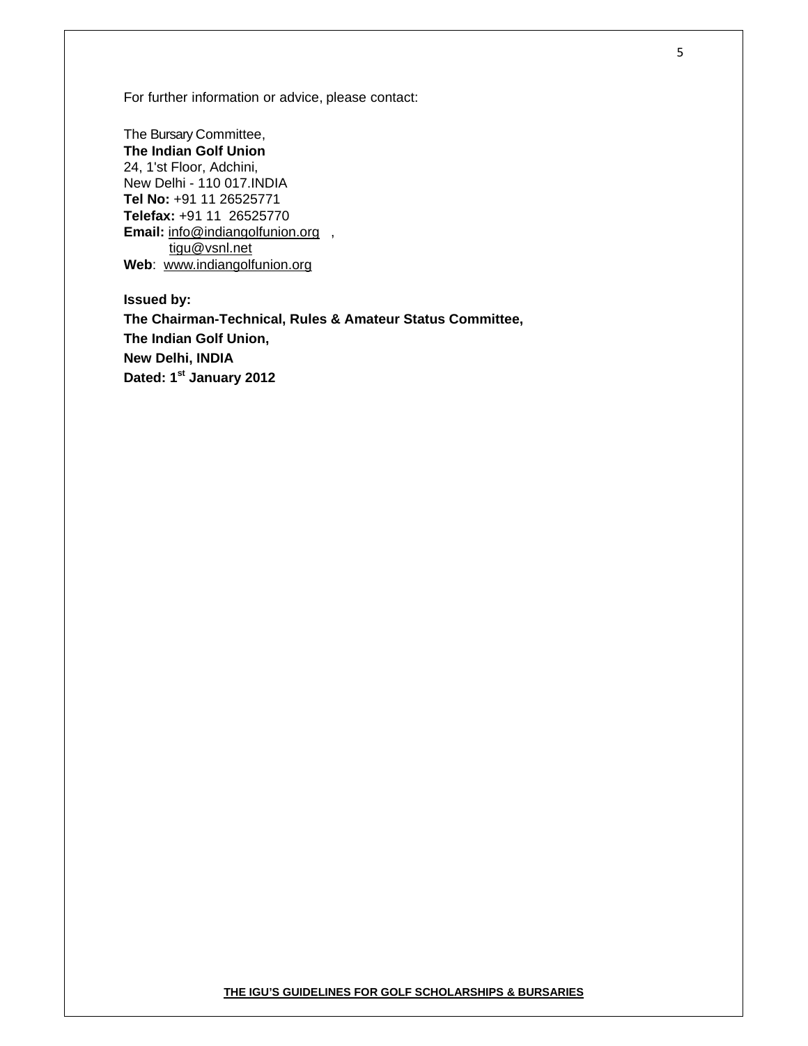For further information or advice, please contact:

The Bursary Committee,  
**The Indian Golf Union**  
24, 1'st Floor, Adchini,  
New Delhi - 110 017.INDIA  
**Tel No:** +91 11 26525771  
**Telefax:** +91 11 26525770  
**Email:** info@indiangolfunion.org ,  
tigu@vsnl.net  
**Web**: www.indiangolfunion.org

**Issued by:**  
**The Chairman-Technical, Rules & Amateur Status Committee,**  
**The Indian Golf Union,**  
**New Delhi, INDIA**  
**Dated: 1st January 2012**